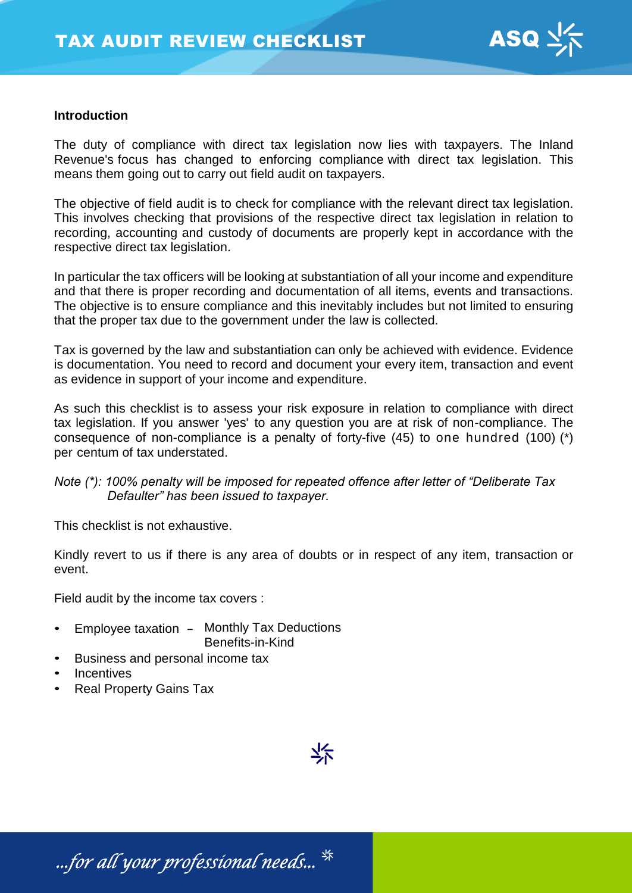# TAX AUDIT REVIEW CHECKLIST

**Introduction**

The duty of compliance with direct tax legislation now lies with taxpayers. The Inland Revenue's focus has changed to enforcing compliance with direct tax legislation. This means them going out to carry out field audit on taxpayers.

The objective of field audit is to check for compliance with the relevant direct tax legislation. This involves checking that provisions of the respective direct tax legislation in relation to recording, accounting and custody of documents are properly kept in accordance with the respective direct tax legislation.

In particular the tax officers will be looking at substantiation of all your income and expenditure and that there is proper recording and documentation of all items, events and transactions. The objective is to ensure compliance and this inevitably includes but not limited to ensuring that the proper tax due to the government under the law is collected.

Tax is governed by the law and substantiation can only be achieved with evidence. Evidence is documentation. You need to record and document your every item, transaction and event as evidence in support of your income and expenditure.

As such this checklist is to assess your risk exposure in relation to compliance with direct tax legislation. If you answer 'yes' to any question you are at risk of non-compliance. The consequence of non-compliance is a penalty of forty-five (45) to one hundred (100) (*) per centum of tax understated.

*Note (*): 100% penalty will be imposed for repeated offence after letter of "Deliberate Tax Defaulter" has been issued to taxpayer.*

This checklist is not exhaustive.

Kindly revert to us if there is any area of doubts or in respect of any item, transaction or event.

Field audit by the income tax covers :

- Employee taxation – Monthly Tax Deductions
  Benefits-in-Kind
- Business and personal income tax
- Incentives
- Real Property Gains Tax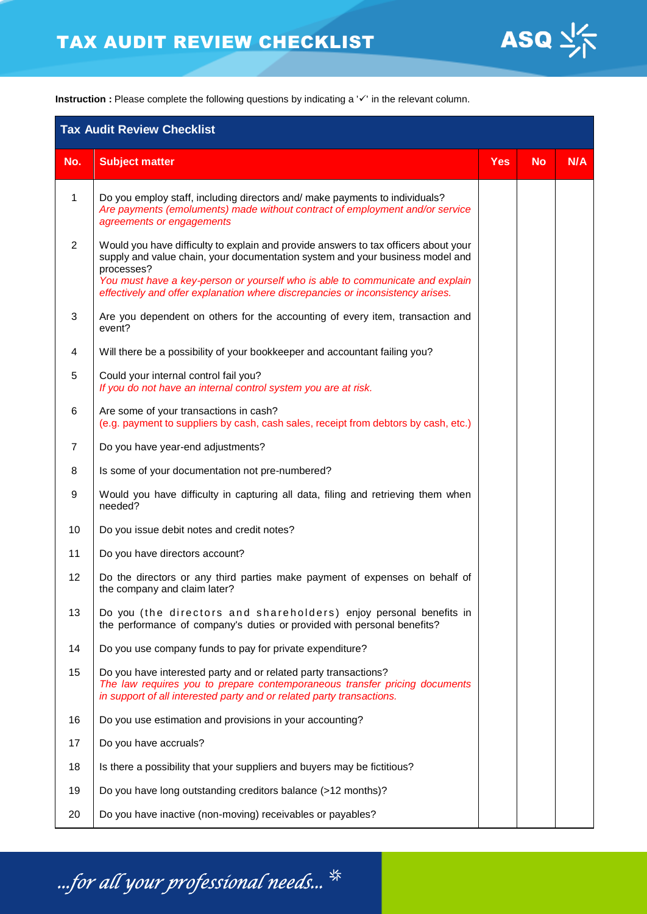# TAX AUDIT REVIEW CHECKLIST

**Instruction :** Please complete the following questions by indicating a '✓' in the relevant column.

| **Tax Audit Review Checklist** | | | | |
|---|---|---|---|---|
| **No.** | **Subject matter** | **Yes** | **No** | **N/A** |
| 1 | Do you employ staff, including directors and/ make payments to individuals? *Are payments (emoluments) made without contract of employment and/or service agreements or engagements* | | | |
| 2 | Would you have difficulty to explain and provide answers to tax officers about your supply and value chain, your documentation system and your business model and processes? *You must have a key-person or yourself who is able to communicate and explain effectively and offer explanation where discrepancies or inconsistency arises.* | | | |
| 3 | Are you dependent on others for the accounting of every item, transaction and event? | | | |
| 4 | Will there be a possibility of your bookkeeper and accountant failing you? | | | |
| 5 | Could your internal control fail you? *If you do not have an internal control system you are at risk.* | | | |
| 6 | Are some of your transactions in cash? (e.g. payment to suppliers by cash, cash sales, receipt from debtors by cash, etc.) | | | |
| 7 | Do you have year-end adjustments? | | | |
| 8 | Is some of your documentation not pre-numbered? | | | |
| 9 | Would you have difficulty in capturing all data, filing and retrieving them when needed? | | | |
| 10 | Do you issue debit notes and credit notes? | | | |
| 11 | Do you have directors account? | | | |
| 12 | Do the directors or any third parties make payment of expenses on behalf of the company and claim later? | | | |
| 13 | Do you (the directors and shareholders) enjoy personal benefits in the performance of company's duties or provided with personal benefits? | | | |
| 14 | Do you use company funds to pay for private expenditure? | | | |
| 15 | Do you have interested party and or related party transactions? *The law requires you to prepare contemporaneous transfer pricing documents in support of all interested party and or related party transactions.* | | | |
| 16 | Do you use estimation and provisions in your accounting? | | | |
| 17 | Do you have accruals? | | | |
| 18 | Is there a possibility that your suppliers and buyers may be fictitious? | | | |
| 19 | Do you have long outstanding creditors balance (>12 months)? | | | |
| 20 | Do you have inactive (non-moving) receivables or payables? | | | |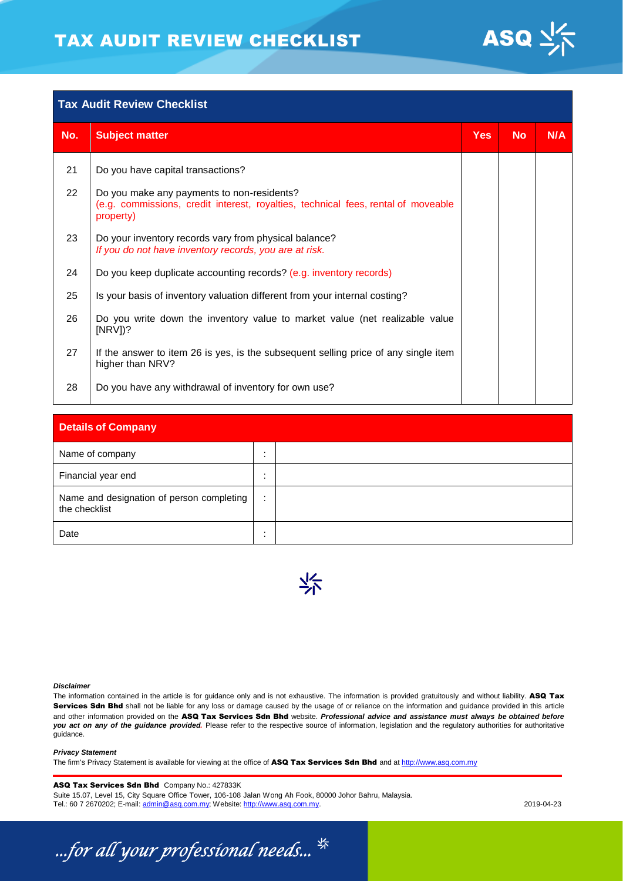# TAX AUDIT REVIEW CHECKLIST

## Tax Audit Review Checklist

| No. | Subject matter | Yes | No | N/A |
|---|---|---|---|---|
| 21 | Do you have capital transactions? | | | |
| 22 | Do you make any payments to non-residents? (e.g. commissions, credit interest, royalties, technical fees, rental of moveable property) | | | |
| 23 | Do your inventory records vary from physical balance? *If you do not have inventory records, you are at risk.* | | | |
| 24 | Do you keep duplicate accounting records? (e.g. inventory records) | | | |
| 25 | Is your basis of inventory valuation different from your internal costing? | | | |
| 26 | Do you write down the inventory value to market value (net realizable value [NRV])? | | | |
| 27 | If the answer to item 26 is yes, is the subsequent selling price of any single item higher than NRV? | | | |
| 28 | Do you have any withdrawal of inventory for own use? | | | |

## Details of Company

| | | |
|---|---|---|
| Name of company | : | |
| Financial year end | : | |
| Name and designation of person completing the checklist | : | |
| Date | : | |

***Disclaimer***

The information contained in the article is for guidance only and is not exhaustive. The information is provided gratuitously and without liability. **ASQ Tax Services Sdn Bhd** shall not be liable for any loss or damage caused by the usage of or reliance on the information and guidance provided in this article and other information provided on the **ASQ Tax Services Sdn Bhd** website. ***Professional advice and assistance must always be obtained before you act on any of the guidance provided.*** Please refer to the respective source of information, legislation and the regulatory authorities for authoritative guidance.

***Privacy Statement***

The firm's Privacy Statement is available for viewing at the office of **ASQ Tax Services Sdn Bhd** and at http://www.asq.com.my

**ASQ Tax Services Sdn Bhd** Company No.: 427833K
Suite 15.07, Level 15, City Square Office Tower, 106-108 Jalan Wong Ah Fook, 80000 Johor Bahru, Malaysia.
Tel.: 60 7 2670202; E-mail: admin@asq.com.my; Website: http://www.asq.com.my. 2019-04-23

*...for all your professional needs...*